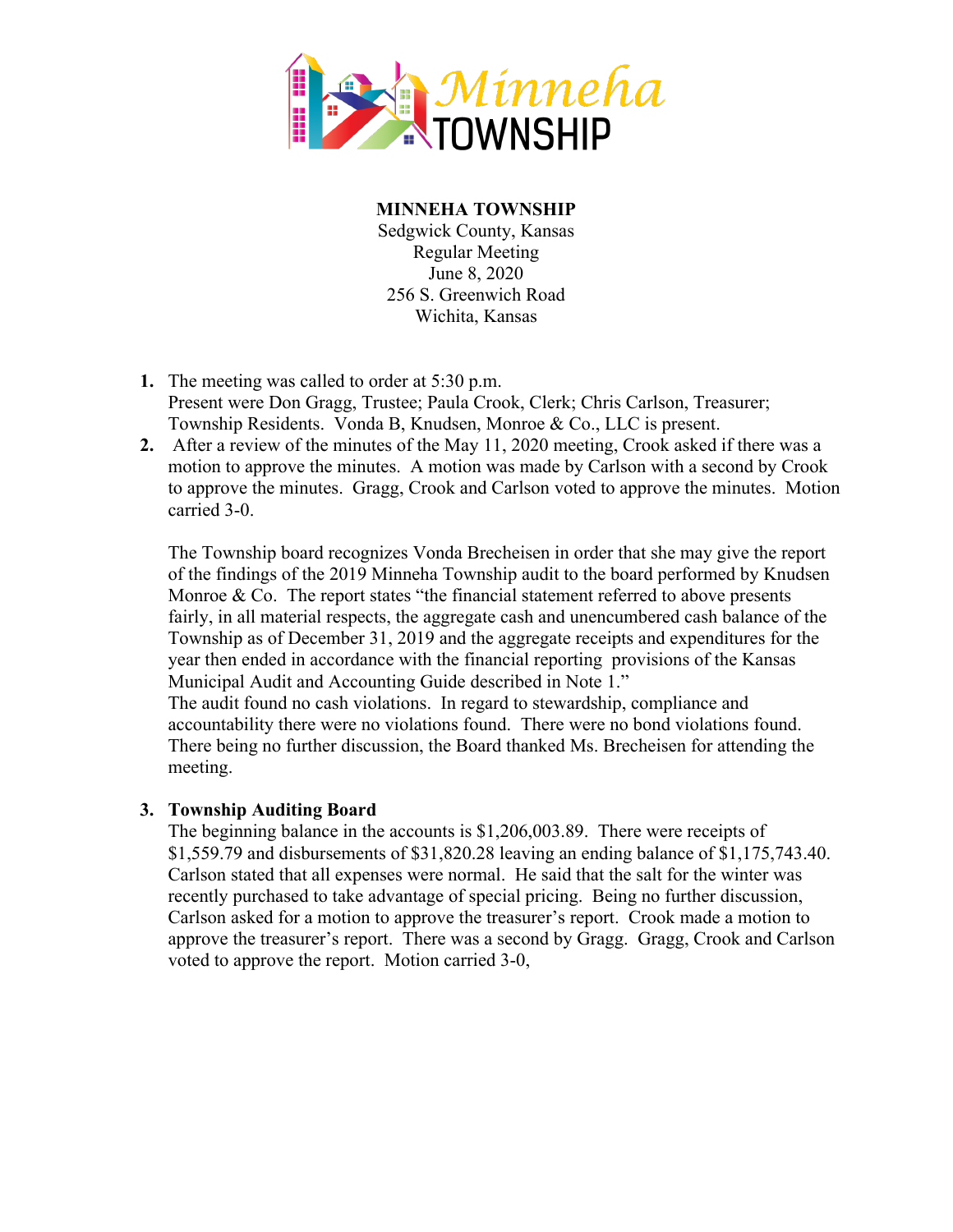Minneha TOWNSHIP

**MINNEHA TOWNSHIP**
Sedgwick County, Kansas
Regular Meeting
June 8, 2020
256 S. Greenwich Road
Wichita, Kansas

1. The meeting was called to order at 5:30 p.m.
   Present were Don Gragg, Trustee; Paula Crook, Clerk; Chris Carlson, Treasurer; Township Residents. Vonda B, Knudsen, Monroe & Co., LLC is present.
2. After a review of the minutes of the May 11, 2020 meeting, Crook asked if there was a motion to approve the minutes. A motion was made by Carlson with a second by Crook to approve the minutes. Gragg, Crook and Carlson voted to approve the minutes. Motion carried 3-0.

   The Township board recognizes Vonda Brecheisen in order that she may give the report of the findings of the 2019 Minneha Township audit to the board performed by Knudsen Monroe & Co. The report states "the financial statement referred to above presents fairly, in all material respects, the aggregate cash and unencumbered cash balance of the Township as of December 31, 2019 and the aggregate receipts and expenditures for the year then ended in accordance with the financial reporting provisions of the Kansas Municipal Audit and Accounting Guide described in Note 1."
   The audit found no cash violations. In regard to stewardship, compliance and accountability there were no violations found. There were no bond violations found. There being no further discussion, the Board thanked Ms. Brecheisen for attending the meeting.

3. **Township Auditing Board**
   The beginning balance in the accounts is $1,206,003.89. There were receipts of $1,559.79 and disbursements of $31,820.28 leaving an ending balance of $1,175,743.40. Carlson stated that all expenses were normal. He said that the salt for the winter was recently purchased to take advantage of special pricing. Being no further discussion, Carlson asked for a motion to approve the treasurer's report. Crook made a motion to approve the treasurer's report. There was a second by Gragg. Gragg, Crook and Carlson voted to approve the report. Motion carried 3-0,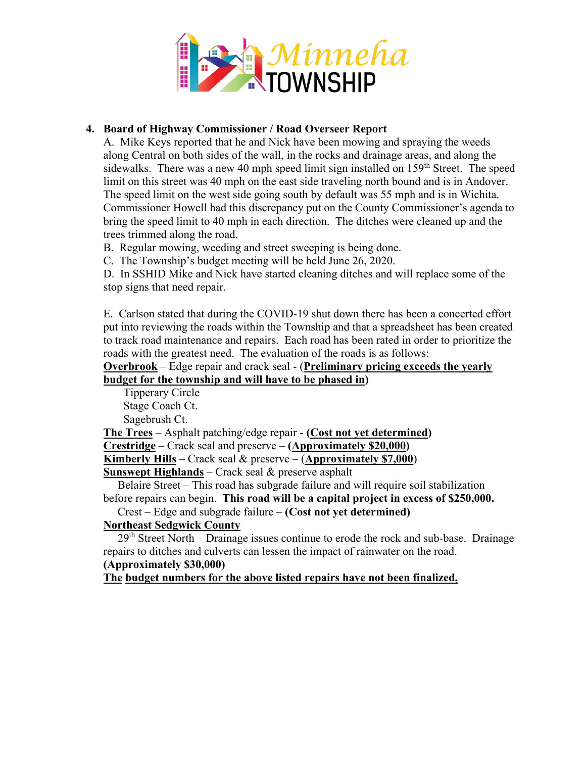**4. Board of Highway Commissioner / Road Overseer Report**

A. Mike Keys reported that he and Nick have been mowing and spraying the weeds along Central on both sides of the wall, in the rocks and drainage areas, and along the sidewalks. There was a new 40 mph speed limit sign installed on 159th Street. The speed limit on this street was 40 mph on the east side traveling north bound and is in Andover. The speed limit on the west side going south by default was 55 mph and is in Wichita. Commissioner Howell had this discrepancy put on the County Commissioner's agenda to bring the speed limit to 40 mph in each direction. The ditches were cleaned up and the trees trimmed along the road.

B. Regular mowing, weeding and street sweeping is being done.

C. The Township's budget meeting will be held June 26, 2020.

D. In SSHID Mike and Nick have started cleaning ditches and will replace some of the stop signs that need repair.

E. Carlson stated that during the COVID-19 shut down there has been a concerted effort put into reviewing the roads within the Township and that a spreadsheet has been created to track road maintenance and repairs. Each road has been rated in order to prioritize the roads with the greatest need. The evaluation of the roads is as follows:

**Overbrook** – Edge repair and crack seal - (**Preliminary pricing exceeds the yearly budget for the township and will have to be phased in**)

Tipperary Circle
Stage Coach Ct.
Sagebrush Ct.

**The Trees** – Asphalt patching/edge repair - **(Cost not yet determined)**

**Crestridge** – Crack seal and preserve – **(Approximately $20,000)**

**Kimberly Hills** – Crack seal & preserve – (**Approximately $7,000**)

**Sunswept Highlands** – Crack seal & preserve asphalt

Belaire Street – This road has subgrade failure and will require soil stabilization before repairs can begin. **This road will be a capital project in excess of $250,000.**

Crest – Edge and subgrade failure – **(Cost not yet determined)**

**Northeast Sedgwick County**

29th Street North – Drainage issues continue to erode the rock and sub-base. Drainage repairs to ditches and culverts can lessen the impact of rainwater on the road. **(Approximately $30,000)**

**The budget numbers for the above listed repairs have not been finalized,**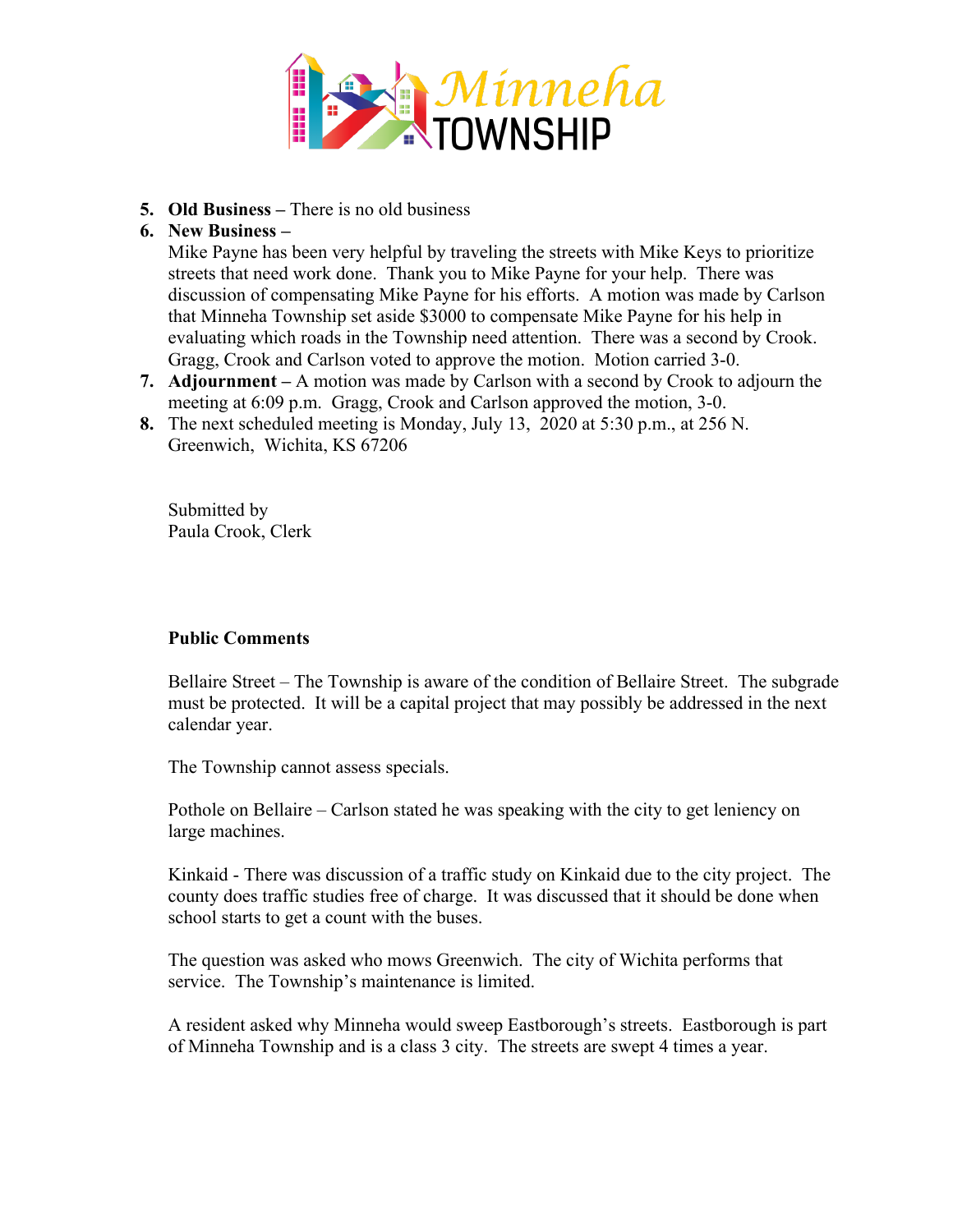5. **Old Business –** There is no old business
6. **New Business –**
   Mike Payne has been very helpful by traveling the streets with Mike Keys to prioritize streets that need work done. Thank you to Mike Payne for your help. There was discussion of compensating Mike Payne for his efforts. A motion was made by Carlson that Minneha Township set aside $3000 to compensate Mike Payne for his help in evaluating which roads in the Township need attention. There was a second by Crook. Gragg, Crook and Carlson voted to approve the motion. Motion carried 3-0.
7. **Adjournment –** A motion was made by Carlson with a second by Crook to adjourn the meeting at 6:09 p.m. Gragg, Crook and Carlson approved the motion, 3-0.
8. The next scheduled meeting is Monday, July 13, 2020 at 5:30 p.m., at 256 N. Greenwich, Wichita, KS 67206

Submitted by
Paula Crook, Clerk

**Public Comments**

Bellaire Street – The Township is aware of the condition of Bellaire Street. The subgrade must be protected. It will be a capital project that may possibly be addressed in the next calendar year.

The Township cannot assess specials.

Pothole on Bellaire – Carlson stated he was speaking with the city to get leniency on large machines.

Kinkaid - There was discussion of a traffic study on Kinkaid due to the city project. The county does traffic studies free of charge. It was discussed that it should be done when school starts to get a count with the buses.

The question was asked who mows Greenwich. The city of Wichita performs that service. The Township's maintenance is limited.

A resident asked why Minneha would sweep Eastborough's streets. Eastborough is part of Minneha Township and is a class 3 city. The streets are swept 4 times a year.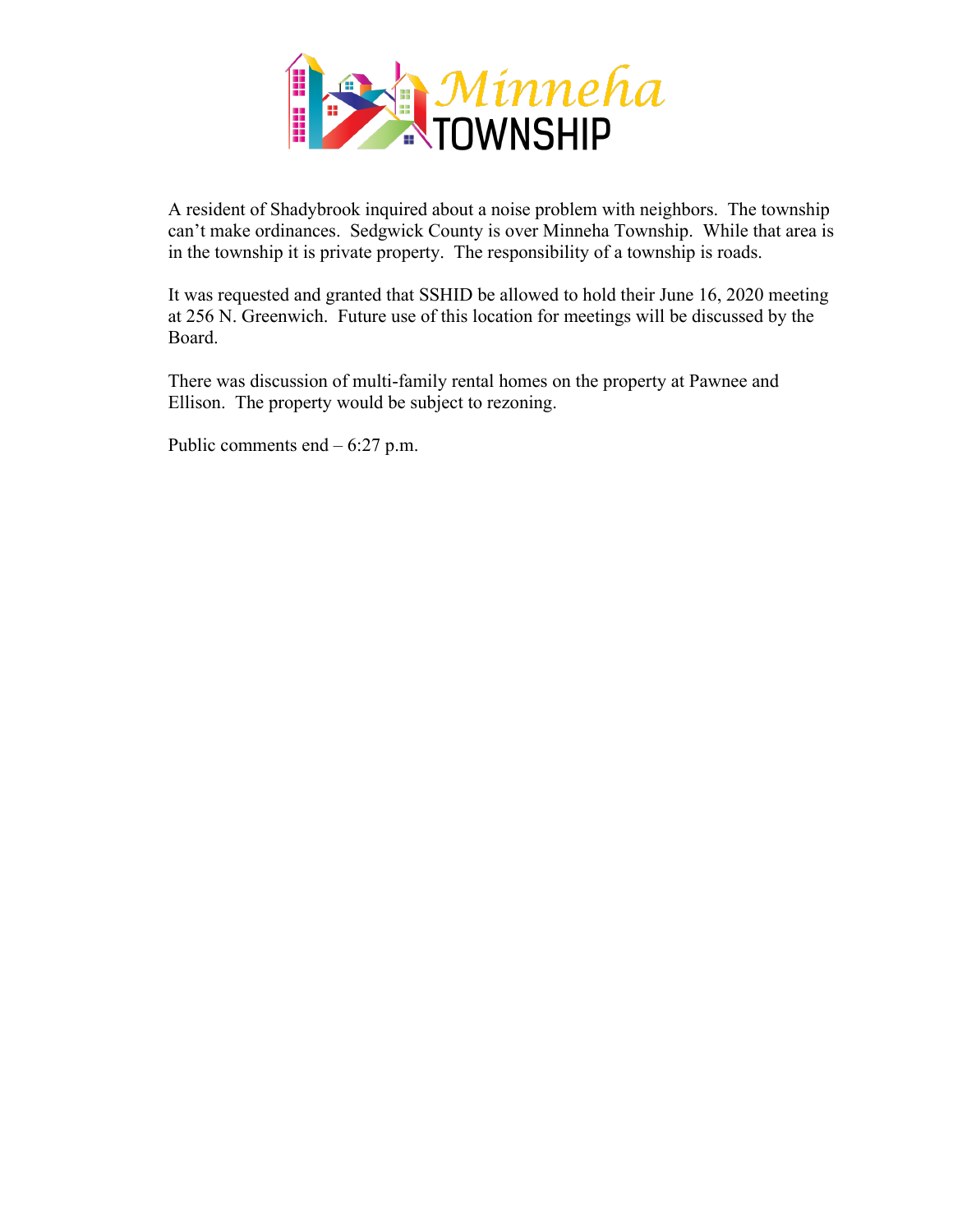A resident of Shadybrook inquired about a noise problem with neighbors. The township can't make ordinances. Sedgwick County is over Minneha Township. While that area is in the township it is private property. The responsibility of a township is roads.

It was requested and granted that SSHID be allowed to hold their June 16, 2020 meeting at 256 N. Greenwich. Future use of this location for meetings will be discussed by the Board.

There was discussion of multi-family rental homes on the property at Pawnee and Ellison. The property would be subject to rezoning.

Public comments end – 6:27 p.m.